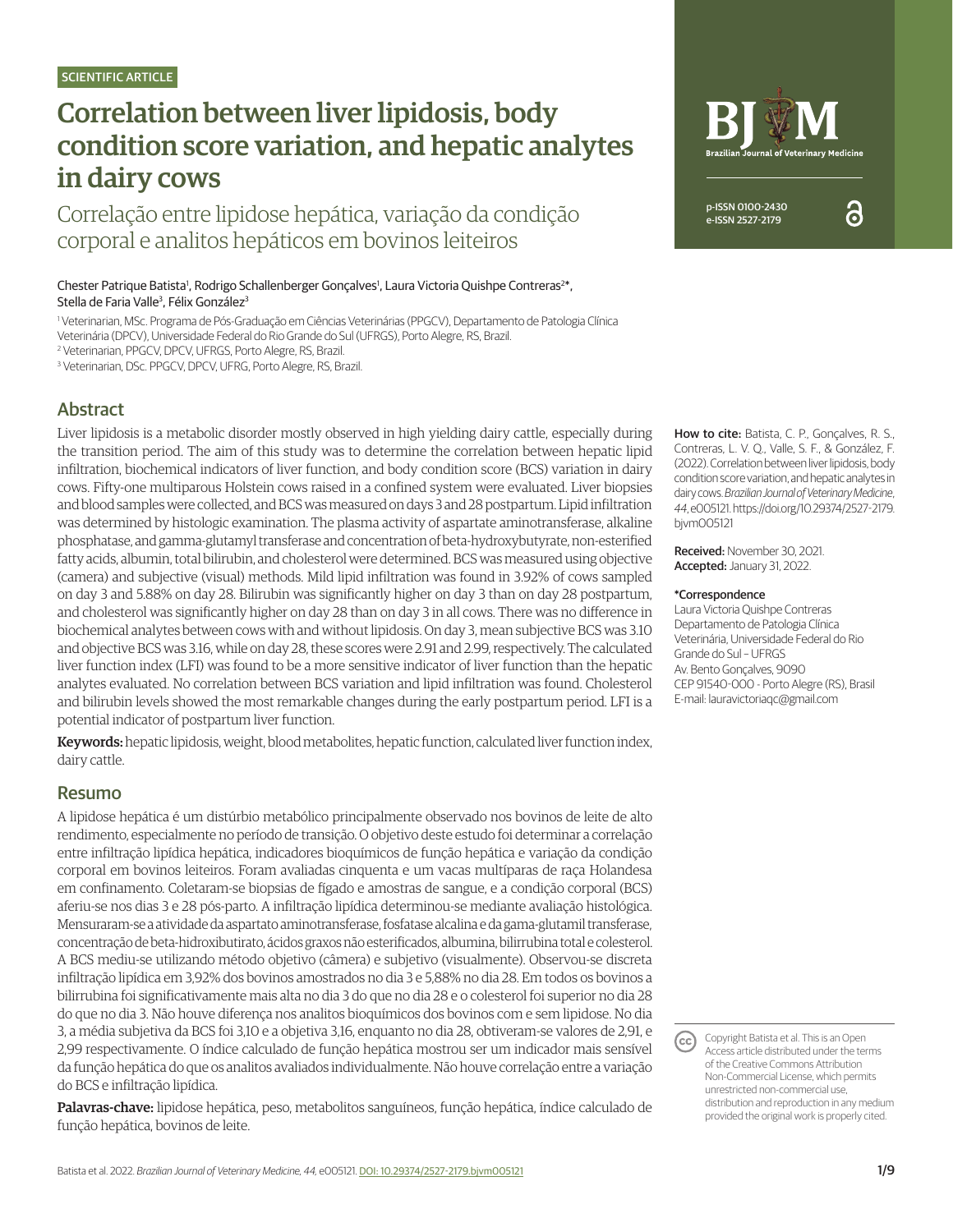SCIENTIFIC ARTICLE

# Correlation between liver lipidosis, body condition score variation, and hepatic analytes in dairy cows

## Correlação entre lipidose hepática, variação da condição corporal e analitos hepáticos em bovinos leiteiros

Chester Patrique Batista[1], Rodrigo Schallenberger Gonçalves[1], Laura Victoria Quishpe Contreras[2]*, Stella de Faria Valle[3], Félix González[3]

[1] Veterinarian, MSc. Programa de Pós-Graduação em Ciências Veterinárias (PPGCV), Departamento de Patologia Clínica Veterinária (DPCV), Universidade Federal do Rio Grande do Sul (UFRGS), Porto Alegre, RS, Brazil.
[2] Veterinarian, PPGCV, DPCV, UFRGS, Porto Alegre, RS, Brazil.
[3] Veterinarian, DSc. PPGCV, DPCV, UFRG, Porto Alegre, RS, Brazil.

p-ISSN 0100-2430
e-ISSN 2527-2179

## Abstract

Liver lipidosis is a metabolic disorder mostly observed in high yielding dairy cattle, especially during the transition period. The aim of this study was to determine the correlation between hepatic lipid infiltration, biochemical indicators of liver function, and body condition score (BCS) variation in dairy cows. Fifty-one multiparous Holstein cows raised in a confined system were evaluated. Liver biopsies and blood samples were collected, and BCS was measured on days 3 and 28 postpartum. Lipid infiltration was determined by histologic examination. The plasma activity of aspartate aminotransferase, alkaline phosphatase, and gamma-glutamyl transferase and concentration of beta-hydroxybutyrate, non-esterified fatty acids, albumin, total bilirubin, and cholesterol were determined. BCS was measured using objective (camera) and subjective (visual) methods. Mild lipid infiltration was found in 3.92% of cows sampled on day 3 and 5.88% on day 28. Bilirubin was significantly higher on day 3 than on day 28 postpartum, and cholesterol was significantly higher on day 28 than on day 3 in all cows. There was no difference in biochemical analytes between cows with and without lipidosis. On day 3, mean subjective BCS was 3.10 and objective BCS was 3.16, while on day 28, these scores were 2.91 and 2.99, respectively. The calculated liver function index (LFI) was found to be a more sensitive indicator of liver function than the hepatic analytes evaluated. No correlation between BCS variation and lipid infiltration was found. Cholesterol and bilirubin levels showed the most remarkable changes during the early postpartum period. LFI is a potential indicator of postpartum liver function.

**Keywords:** hepatic lipidosis, weight, blood metabolites, hepatic function, calculated liver function index, dairy cattle.

## Resumo

A lipidose hepática é um distúrbio metabólico principalmente observado nos bovinos de leite de alto rendimento, especialmente no período de transição. O objetivo deste estudo foi determinar a correlação entre infiltração lipídica hepática, indicadores bioquímicos de função hepática e variação da condição corporal em bovinos leiteiros. Foram avaliadas cinquenta e um vacas multíparas de raça Holandesa em confinamento. Coletaram-se biopsias de fígado e amostras de sangue, e a condição corporal (BCS) aferiu-se nos dias 3 e 28 pós-parto. A infiltração lipídica determinou-se mediante avaliação histológica. Mensuraram-se a atividade da aspartato aminotransferase, fosfatase alcalina e da gama-glutamil transferase, concentração de beta-hidroxibutirato, ácidos graxos não esterificados, albumina, bilirrubina total e colesterol. A BCS mediu-se utilizando método objetivo (câmera) e subjetivo (visualmente). Observou-se discreta infiltração lipídica em 3,92% dos bovinos amostrados no dia 3 e 5,88% no dia 28. Em todos os bovinos a bilirrubina foi significativamente mais alta no dia 3 do que no dia 28 e o colesterol foi superior no dia 28 do que no dia 3. Não houve diferença nos analitos bioquímicos dos bovinos com e sem lipidose. No dia 3, a média subjetiva da BCS foi 3,10 e a objetiva 3,16, enquanto no dia 28, obtiveram-se valores de 2,91, e 2,99 respectivamente. O índice calculado de função hepática mostrou ser um indicador mais sensível da função hepática do que os analitos avaliados individualmente. Não houve correlação entre a variação do BCS e infiltração lipídica.

**Palavras-chave:** lipidose hepática, peso, metabolitos sanguíneos, função hepática, índice calculado de função hepática, bovinos de leite.

**How to cite:** Batista, C. P., Gonçalves, R. S., Contreras, L. V. Q., Valle, S. F., & González, F. (2022). Correlation between liver lipidosis, body condition score variation, and hepatic analytes in dairy cows. *Brazilian Journal of Veterinary Medicine*, *44*, e005121. https://doi.org/10.29374/2527-2179.bjvm005121

**Received:** November 30, 2021.
**Accepted:** January 31, 2022.

**\*Correspondence**
Laura Victoria Quishpe Contreras
Departamento de Patologia Clínica Veterinária, Universidade Federal do Rio Grande do Sul – UFRGS
Av. Bento Gonçalves, 9090
CEP 91540-000 - Porto Alegre (RS), Brasil
E-mail: lauravictoriaqc@gmail.com

Copyright Batista et al. This is an Open Access article distributed under the terms of the Creative Commons Attribution Non-Commercial License, which permits unrestricted non-commercial use, distribution and reproduction in any medium provided the original work is properly cited.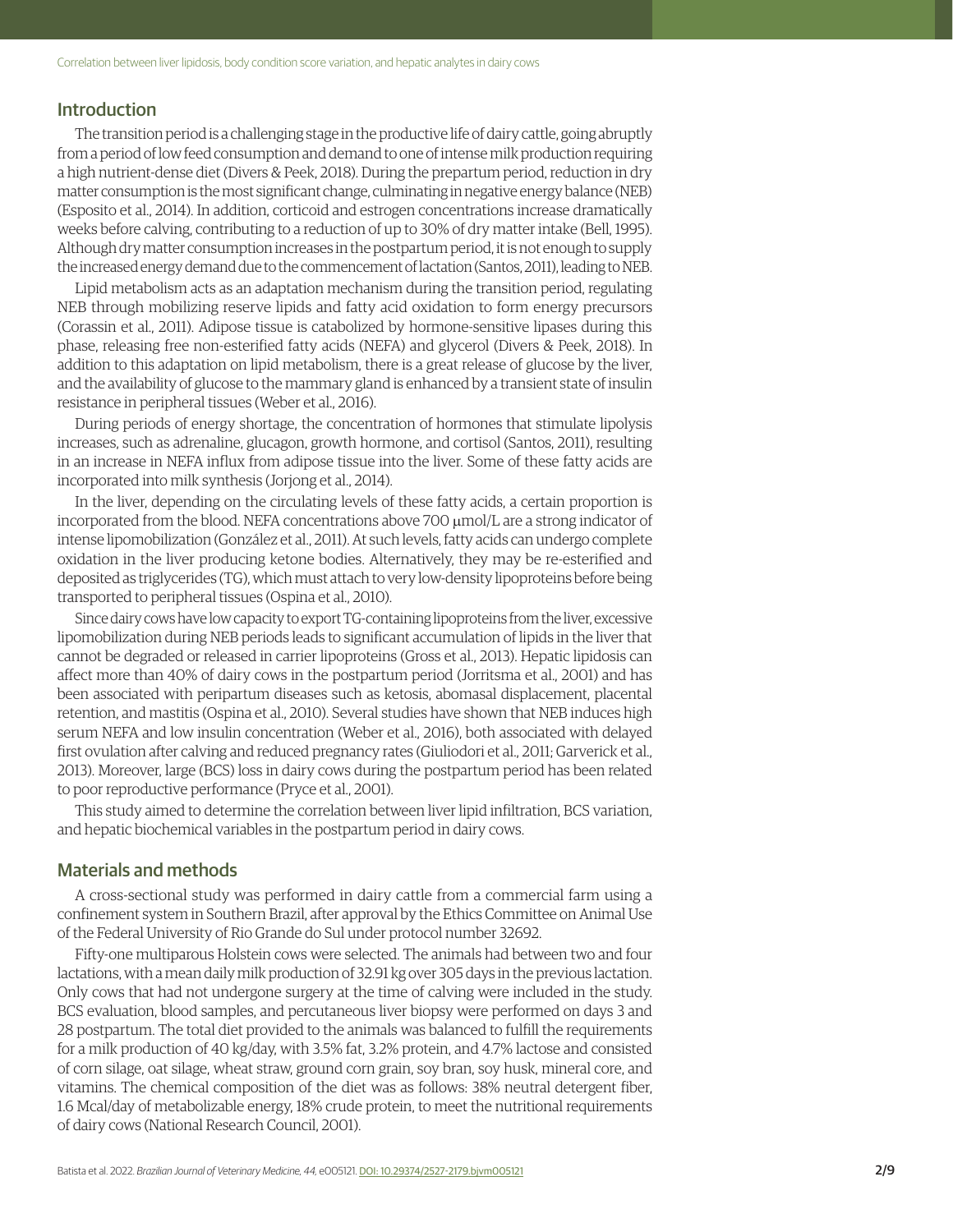## Introduction

The transition period is a challenging stage in the productive life of dairy cattle, going abruptly from a period of low feed consumption and demand to one of intense milk production requiring a high nutrient-dense diet (Divers & Peek, 2018). During the prepartum period, reduction in dry matter consumption is the most significant change, culminating in negative energy balance (NEB) (Esposito et al., 2014). In addition, corticoid and estrogen concentrations increase dramatically weeks before calving, contributing to a reduction of up to 30% of dry matter intake (Bell, 1995). Although dry matter consumption increases in the postpartum period, it is not enough to supply the increased energy demand due to the commencement of lactation (Santos, 2011), leading to NEB.

Lipid metabolism acts as an adaptation mechanism during the transition period, regulating NEB through mobilizing reserve lipids and fatty acid oxidation to form energy precursors (Corassin et al., 2011). Adipose tissue is catabolized by hormone-sensitive lipases during this phase, releasing free non-esterified fatty acids (NEFA) and glycerol (Divers & Peek, 2018). In addition to this adaptation on lipid metabolism, there is a great release of glucose by the liver, and the availability of glucose to the mammary gland is enhanced by a transient state of insulin resistance in peripheral tissues (Weber et al., 2016).

During periods of energy shortage, the concentration of hormones that stimulate lipolysis increases, such as adrenaline, glucagon, growth hormone, and cortisol (Santos, 2011), resulting in an increase in NEFA influx from adipose tissue into the liver. Some of these fatty acids are incorporated into milk synthesis (Jorjong et al., 2014).

In the liver, depending on the circulating levels of these fatty acids, a certain proportion is incorporated from the blood. NEFA concentrations above 700 μmol/L are a strong indicator of intense lipomobilization (González et al., 2011). At such levels, fatty acids can undergo complete oxidation in the liver producing ketone bodies. Alternatively, they may be re-esterified and deposited as triglycerides (TG), which must attach to very low-density lipoproteins before being transported to peripheral tissues (Ospina et al., 2010).

Since dairy cows have low capacity to export TG-containing lipoproteins from the liver, excessive lipomobilization during NEB periods leads to significant accumulation of lipids in the liver that cannot be degraded or released in carrier lipoproteins (Gross et al., 2013). Hepatic lipidosis can affect more than 40% of dairy cows in the postpartum period (Jorritsma et al., 2001) and has been associated with peripartum diseases such as ketosis, abomasal displacement, placental retention, and mastitis (Ospina et al., 2010). Several studies have shown that NEB induces high serum NEFA and low insulin concentration (Weber et al., 2016), both associated with delayed first ovulation after calving and reduced pregnancy rates (Giuliodori et al., 2011; Garverick et al., 2013). Moreover, large (BCS) loss in dairy cows during the postpartum period has been related to poor reproductive performance (Pryce et al., 2001).

This study aimed to determine the correlation between liver lipid infiltration, BCS variation, and hepatic biochemical variables in the postpartum period in dairy cows.

## Materials and methods

A cross-sectional study was performed in dairy cattle from a commercial farm using a confinement system in Southern Brazil, after approval by the Ethics Committee on Animal Use of the Federal University of Rio Grande do Sul under protocol number 32692.

Fifty-one multiparous Holstein cows were selected. The animals had between two and four lactations, with a mean daily milk production of 32.91 kg over 305 days in the previous lactation. Only cows that had not undergone surgery at the time of calving were included in the study. BCS evaluation, blood samples, and percutaneous liver biopsy were performed on days 3 and 28 postpartum. The total diet provided to the animals was balanced to fulfill the requirements for a milk production of 40 kg/day, with 3.5% fat, 3.2% protein, and 4.7% lactose and consisted of corn silage, oat silage, wheat straw, ground corn grain, soy bran, soy husk, mineral core, and vitamins. The chemical composition of the diet was as follows: 38% neutral detergent fiber, 1.6 Mcal/day of metabolizable energy, 18% crude protein, to meet the nutritional requirements of dairy cows (National Research Council, 2001).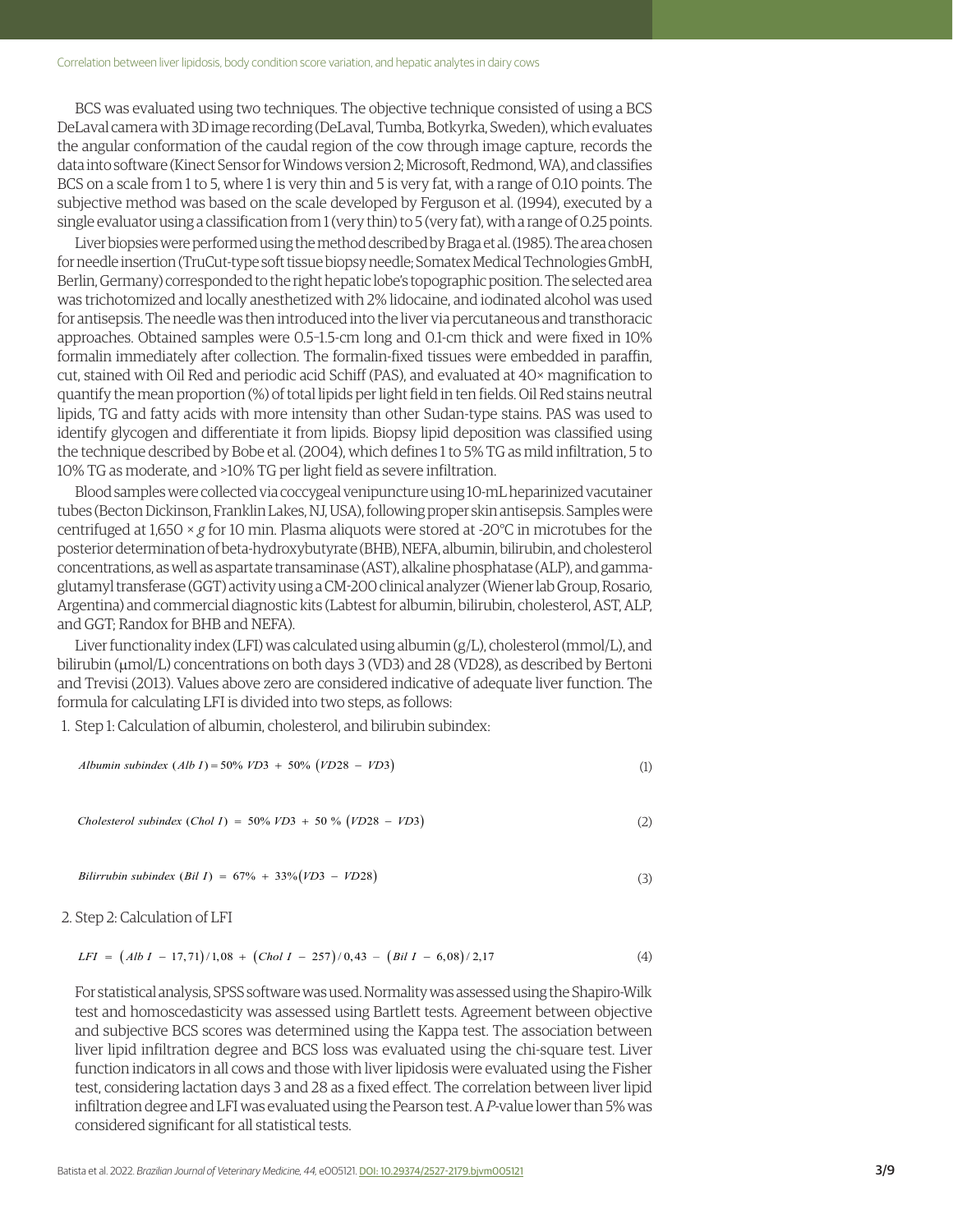BCS was evaluated using two techniques. The objective technique consisted of using a BCS DeLaval camera with 3D image recording (DeLaval, Tumba, Botkyrka, Sweden), which evaluates the angular conformation of the caudal region of the cow through image capture, records the data into software (Kinect Sensor for Windows version 2; Microsoft, Redmond, WA), and classifies BCS on a scale from 1 to 5, where 1 is very thin and 5 is very fat, with a range of 0.10 points. The subjective method was based on the scale developed by Ferguson et al. (1994), executed by a single evaluator using a classification from 1 (very thin) to 5 (very fat), with a range of 0.25 points.

Liver biopsies were performed using the method described by Braga et al. (1985). The area chosen for needle insertion (TruCut-type soft tissue biopsy needle; Somatex Medical Technologies GmbH, Berlin, Germany) corresponded to the right hepatic lobe's topographic position. The selected area was trichotomized and locally anesthetized with 2% lidocaine, and iodinated alcohol was used for antisepsis. The needle was then introduced into the liver via percutaneous and transthoracic approaches. Obtained samples were 0.5–1.5-cm long and 0.1-cm thick and were fixed in 10% formalin immediately after collection. The formalin-fixed tissues were embedded in paraffin, cut, stained with Oil Red and periodic acid Schiff (PAS), and evaluated at 40× magnification to quantify the mean proportion (%) of total lipids per light field in ten fields. Oil Red stains neutral lipids, TG and fatty acids with more intensity than other Sudan-type stains. PAS was used to identify glycogen and differentiate it from lipids. Biopsy lipid deposition was classified using the technique described by Bobe et al. (2004), which defines 1 to 5% TG as mild infiltration, 5 to 10% TG as moderate, and >10% TG per light field as severe infiltration.

Blood samples were collected via coccygeal venipuncture using 10-mL heparinized vacutainer tubes (Becton Dickinson, Franklin Lakes, NJ, USA), following proper skin antisepsis. Samples were centrifuged at 1,650 × *g* for 10 min. Plasma aliquots were stored at -20°C in microtubes for the posterior determination of beta-hydroxybutyrate (BHB), NEFA, albumin, bilirubin, and cholesterol concentrations, as well as aspartate transaminase (AST), alkaline phosphatase (ALP), and gamma-glutamyl transferase (GGT) activity using a CM-200 clinical analyzer (Wiener lab Group, Rosario, Argentina) and commercial diagnostic kits (Labtest for albumin, bilirubin, cholesterol, AST, ALP, and GGT; Randox for BHB and NEFA).

Liver functionality index (LFI) was calculated using albumin (g/L), cholesterol (mmol/L), and bilirubin (μmol/L) concentrations on both days 3 (VD3) and 28 (VD28), as described by Bertoni and Trevisi (2013). Values above zero are considered indicative of adequate liver function. The formula for calculating LFI is divided into two steps, as follows:

1. Step 1: Calculation of albumin, cholesterol, and bilirubin subindex:

$$Albumin\ subindex\ (Alb\ I) = 50\%\ VD3 + 50\%\ (VD28 - VD3) \tag{1}$$

$$Cholesterol\ subindex\ (Chol\ I) = 50\%\ VD3 + 50\ \%\ (VD28 - VD3) \tag{2}$$

$$Bilirrubin\ subindex\ (Bil\ I) = 67\% + 33\%(VD3 - VD28) \tag{3}$$

2. Step 2: Calculation of LFI

$$LFI = (Alb\ I - 17{,}71)/1{,}08 + (Chol\ I - 257)/0{,}43 - (Bil\ I - 6{,}08)/2{,}17 \tag{4}$$

For statistical analysis, SPSS software was used. Normality was assessed using the Shapiro-Wilk test and homoscedasticity was assessed using Bartlett tests. Agreement between objective and subjective BCS scores was determined using the Kappa test. The association between liver lipid infiltration degree and BCS loss was evaluated using the chi-square test. Liver function indicators in all cows and those with liver lipidosis were evaluated using the Fisher test, considering lactation days 3 and 28 as a fixed effect. The correlation between liver lipid infiltration degree and LFI was evaluated using the Pearson test. A *P*-value lower than 5% was considered significant for all statistical tests.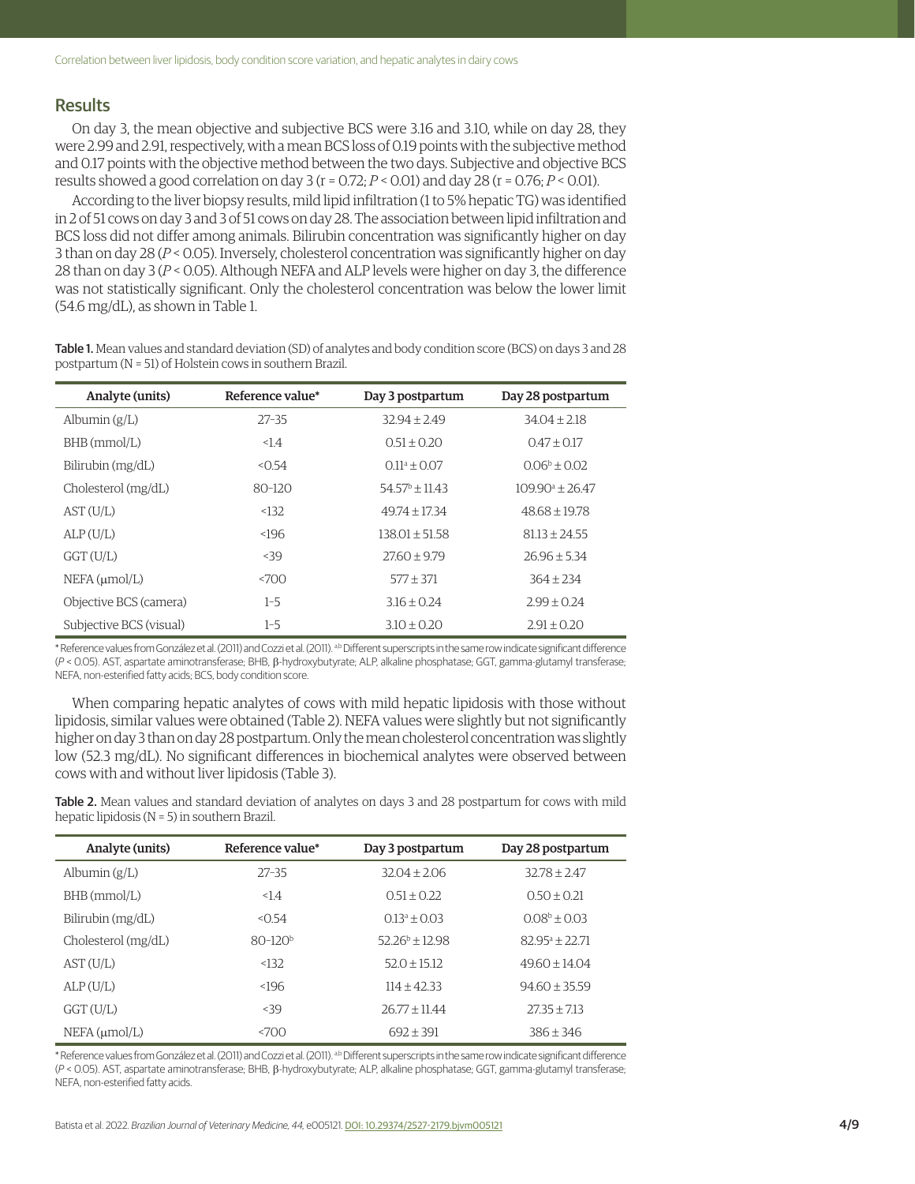## Results

On day 3, the mean objective and subjective BCS were 3.16 and 3.10, while on day 28, they were 2.99 and 2.91, respectively, with a mean BCS loss of 0.19 points with the subjective method and 0.17 points with the objective method between the two days. Subjective and objective BCS results showed a good correlation on day 3 ($r = 0.72$; $P < 0.01$) and day 28 ($r = 0.76$; $P < 0.01$).

According to the liver biopsy results, mild lipid infiltration (1 to 5% hepatic TG) was identified in 2 of 51 cows on day 3 and 3 of 51 cows on day 28. The association between lipid infiltration and BCS loss did not differ among animals. Bilirubin concentration was significantly higher on day 3 than on day 28 ($P < 0.05$). Inversely, cholesterol concentration was significantly higher on day 28 than on day 3 ($P < 0.05$). Although NEFA and ALP levels were higher on day 3, the difference was not statistically significant. Only the cholesterol concentration was below the lower limit (54.6 mg/dL), as shown in Table 1.

**Table 1.** Mean values and standard deviation (SD) of analytes and body condition score (BCS) on days 3 and 28 postpartum (N = 51) of Holstein cows in southern Brazil.

| Analyte (units) | Reference value* | Day 3 postpartum | Day 28 postpartum |
|---|---|---|---|
| Albumin (g/L) | 27–35 | 32.94 ± 2.49 | 34.04 ± 2.18 |
| BHB (mmol/L) | <1.4 | 0.51 ± 0.20 | 0.47 ± 0.17 |
| Bilirubin (mg/dL) | <0.54 | $0.11^a$ ± 0.07 | $0.06^b$ ± 0.02 |
| Cholesterol (mg/dL) | 80–120 | $54.57^b$ ± 11.43 | $109.90^a$ ± 26.47 |
| AST (U/L) | <132 | 49.74 ± 17.34 | 48.68 ± 19.78 |
| ALP (U/L) | <196 | 138.01 ± 51.58 | 81.13 ± 24.55 |
| GGT (U/L) | <39 | 27.60 ± 9.79 | 26.96 ± 5.34 |
| NEFA (μmol/L) | <700 | 577 ± 371 | 364 ± 234 |
| Objective BCS (camera) | 1–5 | 3.16 ± 0.24 | 2.99 ± 0.24 |
| Subjective BCS (visual) | 1–5 | 3.10 ± 0.20 | 2.91 ± 0.20 |

* Reference values from González et al. (2011) and Cozzi et al. (2011). [a,b] Different superscripts in the same row indicate significant difference ($P < 0.05$). AST, aspartate aminotransferase; BHB, β-hydroxybutyrate; ALP, alkaline phosphatase; GGT, gamma-glutamyl transferase; NEFA, non-esterified fatty acids; BCS, body condition score.

When comparing hepatic analytes of cows with mild hepatic lipidosis with those without lipidosis, similar values were obtained (Table 2). NEFA values were slightly but not significantly higher on day 3 than on day 28 postpartum. Only the mean cholesterol concentration was slightly low (52.3 mg/dL). No significant differences in biochemical analytes were observed between cows with and without liver lipidosis (Table 3).

**Table 2.** Mean values and standard deviation of analytes on days 3 and 28 postpartum for cows with mild hepatic lipidosis (N = 5) in southern Brazil.

| Analyte (units) | Reference value* | Day 3 postpartum | Day 28 postpartum |
|---|---|---|---|
| Albumin (g/L) | 27–35 | 32.04 ± 2.06 | 32.78 ± 2.47 |
| BHB (mmol/L) | <1.4 | 0.51 ± 0.22 | 0.50 ± 0.21 |
| Bilirubin (mg/dL) | <0.54 | $0.13^a$ ± 0.03 | $0.08^b$ ± 0.03 |
| Cholesterol (mg/dL) | $80–120^b$ | $52.26^b$ ± 12.98 | $82.95^a$ ± 22.71 |
| AST (U/L) | <132 | 52.0 ± 15.12 | 49.60 ± 14.04 |
| ALP (U/L) | <196 | 114 ± 42.33 | 94.60 ± 35.59 |
| GGT (U/L) | <39 | 26.77 ± 11.44 | 27.35 ± 7.13 |
| NEFA (μmol/L) | <700 | 692 ± 391 | 386 ± 346 |

* Reference values from González et al. (2011) and Cozzi et al. (2011). [a,b] Different superscripts in the same row indicate significant difference ($P < 0.05$). AST, aspartate aminotransferase; BHB, β-hydroxybutyrate; ALP, alkaline phosphatase; GGT, gamma-glutamyl transferase; NEFA, non-esterified fatty acids.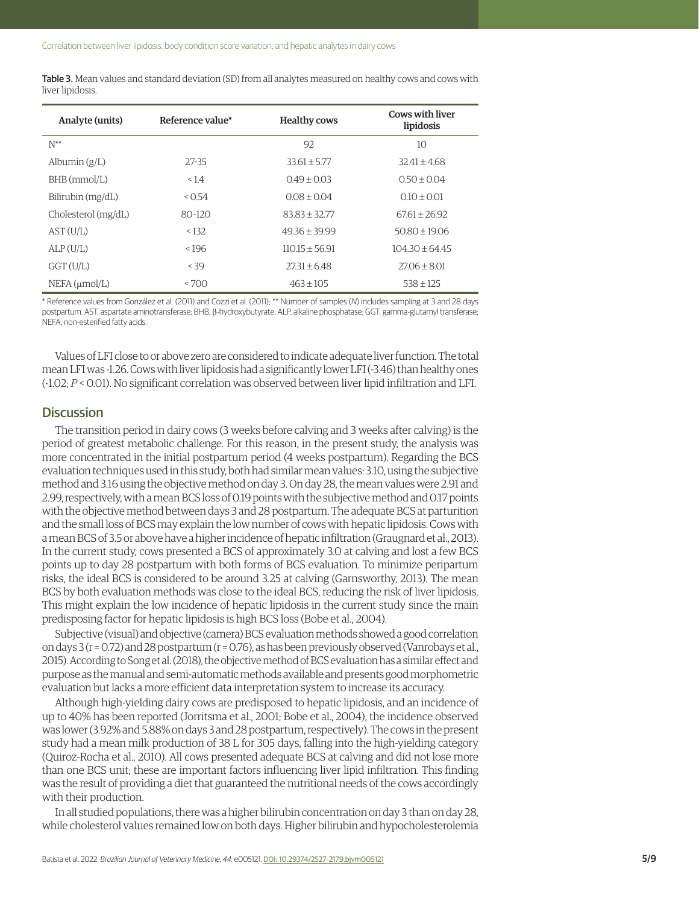**Table 3.** Mean values and standard deviation (SD) from all analytes measured on healthy cows and cows with liver lipidosis.

| Analyte (units) | Reference value* | Healthy cows | Cows with liver lipidosis |
|---|---|---|---|
| N** | | 92 | 10 |
| Albumin (g/L) | 27-35 | 33.61 ± 5.77 | 32.41 ± 4.68 |
| BHB (mmol/L) | < 1.4 | 0.49 ± 0.03 | 0.50 ± 0.04 |
| Bilirubin (mg/dL) | < 0.54 | 0.08 ± 0.04 | 0.10 ± 0.01 |
| Cholesterol (mg/dL) | 80-120 | 83.83 ± 32.77 | 67.61 ± 26.92 |
| AST (U/L) | < 132 | 49.36 ± 39.99 | 50.80 ± 19.06 |
| ALP (U/L) | < 196 | 110.15 ± 56.91 | 104.30 ± 64.45 |
| GGT (U/L) | < 39 | 27.31 ± 6.48 | 27.06 ± 8.01 |
| NEFA (μmol/L) | < 700 | 463 ± 105 | 538 ± 125 |

* Reference values from González et al. (2011) and Cozzi et al. (2011); ** Number of samples (*N*) includes sampling at 3 and 28 days postpartum. AST, aspartate aminotransferase; BHB, β-hydroxybutyrate; ALP, alkaline phosphatase; GGT, gamma-glutamyl transferase; NEFA, non-esterified fatty acids.

Values of LFI close to or above zero are considered to indicate adequate liver function. The total mean LFI was -1.26. Cows with liver lipidosis had a significantly lower LFI (-3.46) than healthy ones (-1.02; $P < 0.01$). No significant correlation was observed between liver lipid infiltration and LFI.

## Discussion

The transition period in dairy cows (3 weeks before calving and 3 weeks after calving) is the period of greatest metabolic challenge. For this reason, in the present study, the analysis was more concentrated in the initial postpartum period (4 weeks postpartum). Regarding the BCS evaluation techniques used in this study, both had similar mean values: 3.10, using the subjective method and 3.16 using the objective method on day 3. On day 28, the mean values were 2.91 and 2.99, respectively, with a mean BCS loss of 0.19 points with the subjective method and 0.17 points with the objective method between days 3 and 28 postpartum. The adequate BCS at parturition and the small loss of BCS may explain the low number of cows with hepatic lipidosis. Cows with a mean BCS of 3.5 or above have a higher incidence of hepatic infiltration (Graugnard et al., 2013). In the current study, cows presented a BCS of approximately 3.0 at calving and lost a few BCS points up to day 28 postpartum with both forms of BCS evaluation. To minimize peripartum risks, the ideal BCS is considered to be around 3.25 at calving (Garnsworthy, 2013). The mean BCS by both evaluation methods was close to the ideal BCS, reducing the risk of liver lipidosis. This might explain the low incidence of hepatic lipidosis in the current study since the main predisposing factor for hepatic lipidosis is high BCS loss (Bobe et al., 2004).

Subjective (visual) and objective (camera) BCS evaluation methods showed a good correlation on days 3 ($r = 0.72$) and 28 postpartum ($r = 0.76$), as has been previously observed (Vanrobays et al., 2015). According to Song et al. (2018), the objective method of BCS evaluation has a similar effect and purpose as the manual and semi-automatic methods available and presents good morphometric evaluation but lacks a more efficient data interpretation system to increase its accuracy.

Although high-yielding dairy cows are predisposed to hepatic lipidosis, and an incidence of up to 40% has been reported (Jorritsma et al., 2001; Bobe et al., 2004), the incidence observed was lower (3.92% and 5.88% on days 3 and 28 postpartum, respectively). The cows in the present study had a mean milk production of 38 L for 305 days, falling into the high-yielding category (Quiroz-Rocha et al., 2010). All cows presented adequate BCS at calving and did not lose more than one BCS unit; these are important factors influencing liver lipid infiltration. This finding was the result of providing a diet that guaranteed the nutritional needs of the cows accordingly with their production.

In all studied populations, there was a higher bilirubin concentration on day 3 than on day 28, while cholesterol values remained low on both days. Higher bilirubin and hypocholesterolemia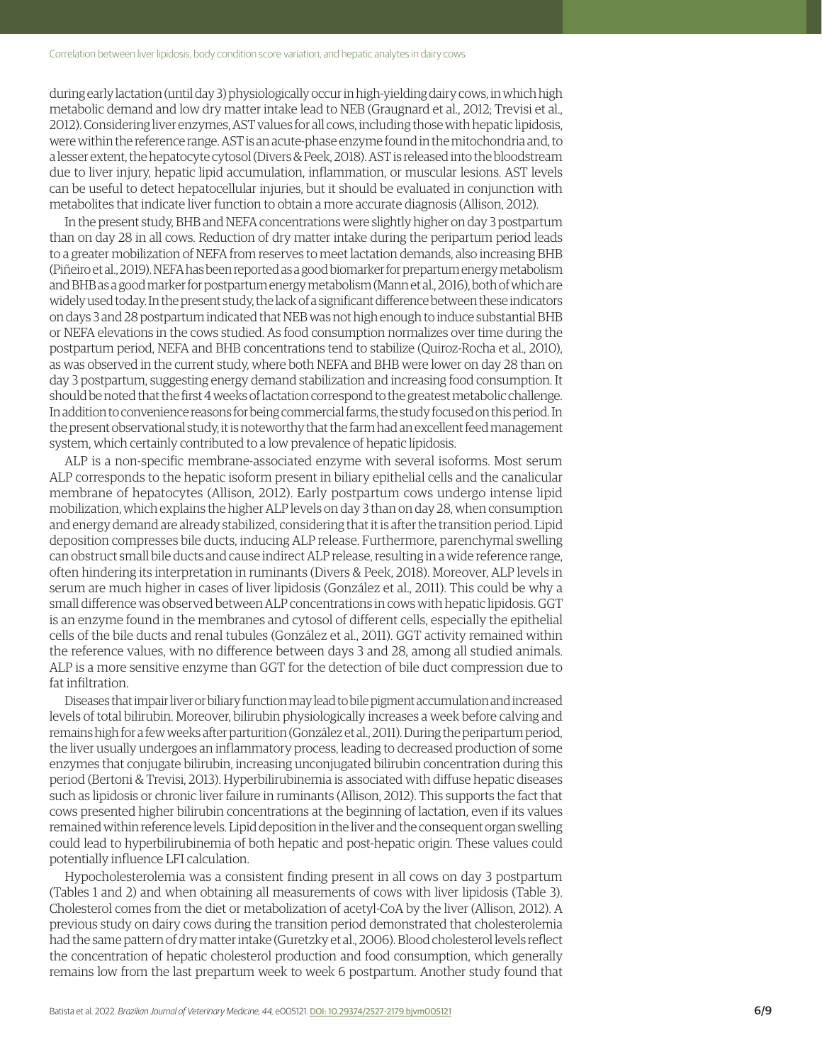during early lactation (until day 3) physiologically occur in high-yielding dairy cows, in which high metabolic demand and low dry matter intake lead to NEB (Graugnard et al., 2012; Trevisi et al., 2012). Considering liver enzymes, AST values for all cows, including those with hepatic lipidosis, were within the reference range. AST is an acute-phase enzyme found in the mitochondria and, to a lesser extent, the hepatocyte cytosol (Divers & Peek, 2018). AST is released into the bloodstream due to liver injury, hepatic lipid accumulation, inflammation, or muscular lesions. AST levels can be useful to detect hepatocellular injuries, but it should be evaluated in conjunction with metabolites that indicate liver function to obtain a more accurate diagnosis (Allison, 2012).

In the present study, BHB and NEFA concentrations were slightly higher on day 3 postpartum than on day 28 in all cows. Reduction of dry matter intake during the peripartum period leads to a greater mobilization of NEFA from reserves to meet lactation demands, also increasing BHB (Piñeiro et al., 2019). NEFA has been reported as a good biomarker for prepartum energy metabolism and BHB as a good marker for postpartum energy metabolism (Mann et al., 2016), both of which are widely used today. In the present study, the lack of a significant difference between these indicators on days 3 and 28 postpartum indicated that NEB was not high enough to induce substantial BHB or NEFA elevations in the cows studied. As food consumption normalizes over time during the postpartum period, NEFA and BHB concentrations tend to stabilize (Quiroz-Rocha et al., 2010), as was observed in the current study, where both NEFA and BHB were lower on day 28 than on day 3 postpartum, suggesting energy demand stabilization and increasing food consumption. It should be noted that the first 4 weeks of lactation correspond to the greatest metabolic challenge. In addition to convenience reasons for being commercial farms, the study focused on this period. In the present observational study, it is noteworthy that the farm had an excellent feed management system, which certainly contributed to a low prevalence of hepatic lipidosis.

ALP is a non-specific membrane-associated enzyme with several isoforms. Most serum ALP corresponds to the hepatic isoform present in biliary epithelial cells and the canalicular membrane of hepatocytes (Allison, 2012). Early postpartum cows undergo intense lipid mobilization, which explains the higher ALP levels on day 3 than on day 28, when consumption and energy demand are already stabilized, considering that it is after the transition period. Lipid deposition compresses bile ducts, inducing ALP release. Furthermore, parenchymal swelling can obstruct small bile ducts and cause indirect ALP release, resulting in a wide reference range, often hindering its interpretation in ruminants (Divers & Peek, 2018). Moreover, ALP levels in serum are much higher in cases of liver lipidosis (González et al., 2011). This could be why a small difference was observed between ALP concentrations in cows with hepatic lipidosis. GGT is an enzyme found in the membranes and cytosol of different cells, especially the epithelial cells of the bile ducts and renal tubules (González et al., 2011). GGT activity remained within the reference values, with no difference between days 3 and 28, among all studied animals. ALP is a more sensitive enzyme than GGT for the detection of bile duct compression due to fat infiltration.

Diseases that impair liver or biliary function may lead to bile pigment accumulation and increased levels of total bilirubin. Moreover, bilirubin physiologically increases a week before calving and remains high for a few weeks after parturition (González et al., 2011). During the peripartum period, the liver usually undergoes an inflammatory process, leading to decreased production of some enzymes that conjugate bilirubin, increasing unconjugated bilirubin concentration during this period (Bertoni & Trevisi, 2013). Hyperbilirubinemia is associated with diffuse hepatic diseases such as lipidosis or chronic liver failure in ruminants (Allison, 2012). This supports the fact that cows presented higher bilirubin concentrations at the beginning of lactation, even if its values remained within reference levels. Lipid deposition in the liver and the consequent organ swelling could lead to hyperbilirubinemia of both hepatic and post-hepatic origin. These values could potentially influence LFI calculation.

Hypocholesterolemia was a consistent finding present in all cows on day 3 postpartum (Tables 1 and 2) and when obtaining all measurements of cows with liver lipidosis (Table 3). Cholesterol comes from the diet or metabolization of acetyl-CoA by the liver (Allison, 2012). A previous study on dairy cows during the transition period demonstrated that cholesterolemia had the same pattern of dry matter intake (Guretzky et al., 2006). Blood cholesterol levels reflect the concentration of hepatic cholesterol production and food consumption, which generally remains low from the last prepartum week to week 6 postpartum. Another study found that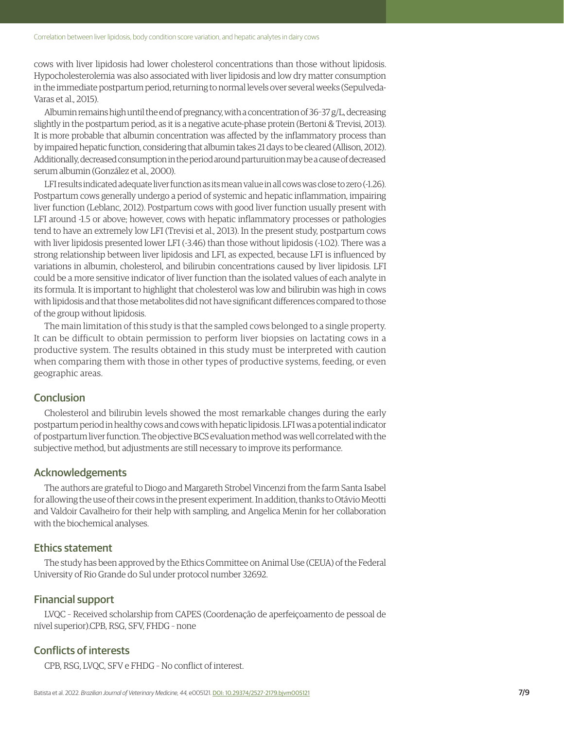cows with liver lipidosis had lower cholesterol concentrations than those without lipidosis. Hypocholesterolemia was also associated with liver lipidosis and low dry matter consumption in the immediate postpartum period, returning to normal levels over several weeks (Sepulveda-Varas et al., 2015).

Albumin remains high until the end of pregnancy, with a concentration of 36–37 g/L, decreasing slightly in the postpartum period, as it is a negative acute-phase protein (Bertoni & Trevisi, 2013). It is more probable that albumin concentration was affected by the inflammatory process than by impaired hepatic function, considering that albumin takes 21 days to be cleared (Allison, 2012). Additionally, decreased consumption in the period around parturuition may be a cause of decreased serum albumin (González et al., 2000).

LFI results indicated adequate liver function as its mean value in all cows was close to zero (-1.26). Postpartum cows generally undergo a period of systemic and hepatic inflammation, impairing liver function (Leblanc, 2012). Postpartum cows with good liver function usually present with LFI around -1.5 or above; however, cows with hepatic inflammatory processes or pathologies tend to have an extremely low LFI (Trevisi et al., 2013). In the present study, postpartum cows with liver lipidosis presented lower LFI (-3.46) than those without lipidosis (-1.02). There was a strong relationship between liver lipidosis and LFI, as expected, because LFI is influenced by variations in albumin, cholesterol, and bilirubin concentrations caused by liver lipidosis. LFI could be a more sensitive indicator of liver function than the isolated values of each analyte in its formula. It is important to highlight that cholesterol was low and bilirubin was high in cows with lipidosis and that those metabolites did not have significant differences compared to those of the group without lipidosis.

The main limitation of this study is that the sampled cows belonged to a single property. It can be difficult to obtain permission to perform liver biopsies on lactating cows in a productive system. The results obtained in this study must be interpreted with caution when comparing them with those in other types of productive systems, feeding, or even geographic areas.

## Conclusion

Cholesterol and bilirubin levels showed the most remarkable changes during the early postpartum period in healthy cows and cows with hepatic lipidosis. LFI was a potential indicator of postpartum liver function. The objective BCS evaluation method was well correlated with the subjective method, but adjustments are still necessary to improve its performance.

## Acknowledgements

The authors are grateful to Diogo and Margareth Strobel Vincenzi from the farm Santa Isabel for allowing the use of their cows in the present experiment. In addition, thanks to Otávio Meotti and Valdoir Cavalheiro for their help with sampling, and Angelica Menin for her collaboration with the biochemical analyses.

## Ethics statement

The study has been approved by the Ethics Committee on Animal Use (CEUA) of the Federal University of Rio Grande do Sul under protocol number 32692.

## Financial support

LVQC - Received scholarship from CAPES (Coordenação de aperfeiçoamento de pessoal de nível superior).CPB, RSG, SFV, FHDG - none

## Conflicts of interests

CPB, RSG, LVQC, SFV e FHDG - No conflict of interest.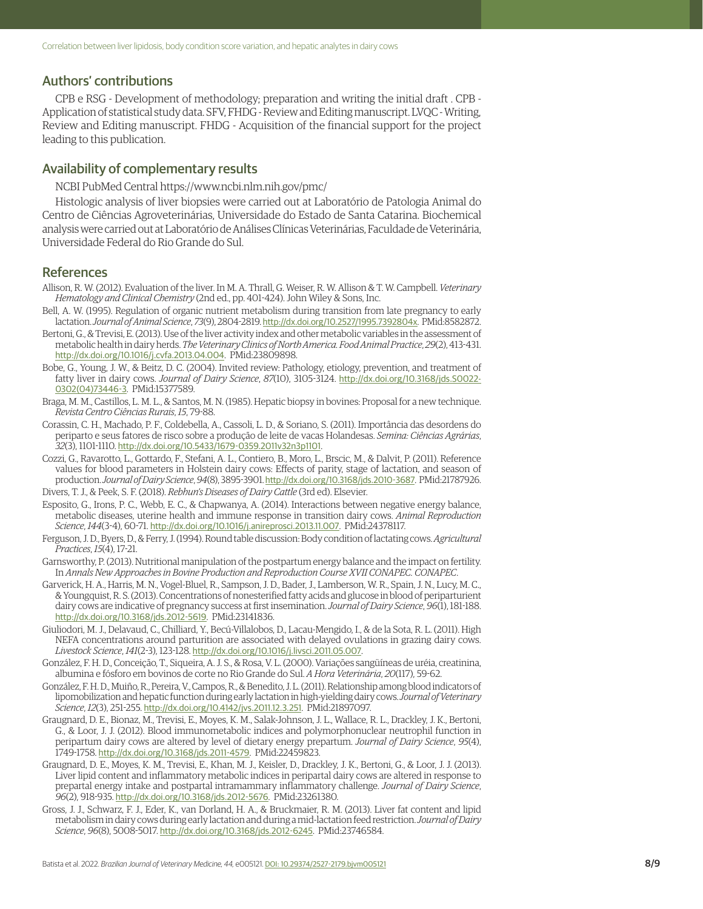## Authors' contributions

CPB e RSG - Development of methodology; preparation and writing the initial draft . CPB - Application of statistical study data. SFV, FHDG - Review and Editing manuscript. LVQC - Writing, Review and Editing manuscript. FHDG - Acquisition of the financial support for the project leading to this publication.

## Availability of complementary results

NCBI PubMed Central https://www.ncbi.nlm.nih.gov/pmc/

Histologic analysis of liver biopsies were carried out at Laboratório de Patologia Animal do Centro de Ciências Agroveterinárias, Universidade do Estado de Santa Catarina. Biochemical analysis were carried out at Laboratório de Análises Clínicas Veterinárias, Faculdade de Veterinária, Universidade Federal do Rio Grande do Sul.

## References

Allison, R. W. (2012). Evaluation of the liver. In M. A. Thrall, G. Weiser, R. W. Allison & T. W. Campbell. *Veterinary Hematology and Clinical Chemistry* (2nd ed., pp. 401-424). John Wiley & Sons, Inc.

Bell, A. W. (1995). Regulation of organic nutrient metabolism during transition from late pregnancy to early lactation. *Journal of Animal Science*, *73*(9), 2804-2819. http://dx.doi.org/10.2527/1995.7392804x. PMid:8582872.

Bertoni, G., & Trevisi, E. (2013). Use of the liver activity index and other metabolic variables in the assessment of metabolic health in dairy herds. *The Veterinary Clinics of North America. Food Animal Practice*, *29*(2), 413-431. http://dx.doi.org/10.1016/j.cvfa.2013.04.004. PMid:23809898.

Bobe, G., Young, J. W., & Beitz, D. C. (2004). Invited review: Pathology, etiology, prevention, and treatment of fatty liver in dairy cows. *Journal of Dairy Science*, *87*(10), 3105-3124. http://dx.doi.org/10.3168/jds.S0022-0302(04)73446-3. PMid:15377589.

Braga, M. M., Castillos, L. M. L., & Santos, M. N. (1985). Hepatic biopsy in bovines: Proposal for a new technique. *Revista Centro Ciências Rurais*, *15*, 79-88.

Corassin, C. H., Machado, P. F., Coldebella, A., Cassoli, L. D., & Soriano, S. (2011). Importância das desordens do periparto e seus fatores de risco sobre a produção de leite de vacas Holandesas. *Semina: Ciências Agrárias*, *32*(3), 1101-1110. http://dx.doi.org/10.5433/1679-0359.2011v32n3p1101.

Cozzi, G., Ravarotto, L., Gottardo, F., Stefani, A. L., Contiero, B., Moro, L., Brscic, M., & Dalvit, P. (2011). Reference values for blood parameters in Holstein dairy cows: Effects of parity, stage of lactation, and season of production. *Journal of Dairy Science*, *94*(8), 3895-3901. http://dx.doi.org/10.3168/jds.2010-3687. PMid:21787926.

Divers, T. J., & Peek, S. F. (2018). *Rebhun's Diseases of Dairy Cattle* (3rd ed). Elsevier.

Esposito, G., Irons, P. C., Webb, E. C., & Chapwanya, A. (2014). Interactions between negative energy balance, metabolic diseases, uterine health and immune response in transition dairy cows. *Animal Reproduction Science*, *144*(3-4), 60-71. http://dx.doi.org/10.1016/j.anireprosci.2013.11.007. PMid:24378117.

Ferguson, J. D., Byers, D., & Ferry, J. (1994). Round table discussion: Body condition of lactating cows. *Agricultural Practices*, *15*(4), 17-21.

Garnsworthy, P. (2013). Nutritional manipulation of the postpartum energy balance and the impact on fertility. In *Annals New Approaches in Bovine Production and Reproduction Course XVII CONAPEC. CONAPEC*.

Garverick, H. A., Harris, M. N., Vogel-Bluel, R., Sampson, J. D., Bader, J., Lamberson, W. R., Spain, J. N., Lucy, M. C., & Youngquist, R. S. (2013). Concentrations of nonesterified fatty acids and glucose in blood of periparturient dairy cows are indicative of pregnancy success at first insemination. *Journal of Dairy Science*, *96*(1), 181-188. http://dx.doi.org/10.3168/jds.2012-5619. PMid:23141836.

Giuliodori, M. J., Delavaud, C., Chilliard, Y., Becú-Villalobos, D., Lacau-Mengido, I., & de la Sota, R. L. (2011). High NEFA concentrations around parturition are associated with delayed ovulations in grazing dairy cows. *Livestock Science*, *141*(2-3), 123-128. http://dx.doi.org/10.1016/j.livsci.2011.05.007.

González, F. H. D., Conceição, T., Siqueira, A. J. S., & Rosa, V. L. (2000). Variações sangüíneas de uréia, creatinina, albumina e fósforo em bovinos de corte no Rio Grande do Sul. *A Hora Veterinária*, *20*(117), 59-62.

González, F. H. D., Muiño, R., Pereira, V., Campos, R., & Benedito, J. L. (2011). Relationship among blood indicators of lipomobilization and hepatic function during early lactation in high-yielding dairy cows. *Journal of Veterinary Science*, *12*(3), 251-255. http://dx.doi.org/10.4142/jvs.2011.12.3.251. PMid:21897097.

Graugnard, D. E., Bionaz, M., Trevisi, E., Moyes, K. M., Salak-Johnson, J. L., Wallace, R. L., Drackley, J. K., Bertoni, G., & Loor, J. J. (2012). Blood immunometabolic indices and polymorphonuclear neutrophil function in peripartum dairy cows are altered by level of dietary energy prepartum. *Journal of Dairy Science*, *95*(4), 1749-1758. http://dx.doi.org/10.3168/jds.2011-4579. PMid:22459823.

Graugnard, D. E., Moyes, K. M., Trevisi, E., Khan, M. J., Keisler, D., Drackley, J. K., Bertoni, G., & Loor, J. J. (2013). Liver lipid content and inflammatory metabolic indices in peripartal dairy cows are altered in response to prepartal energy intake and postpartal intramammary inflammatory challenge. *Journal of Dairy Science*, *96*(2), 918-935. http://dx.doi.org/10.3168/jds.2012-5676. PMid:23261380.

Gross, J. J., Schwarz, F. J., Eder, K., van Dorland, H. A., & Bruckmaier, R. M. (2013). Liver fat content and lipid metabolism in dairy cows during early lactation and during a mid-lactation feed restriction. *Journal of Dairy Science*, *96*(8), 5008-5017. http://dx.doi.org/10.3168/jds.2012-6245. PMid:23746584.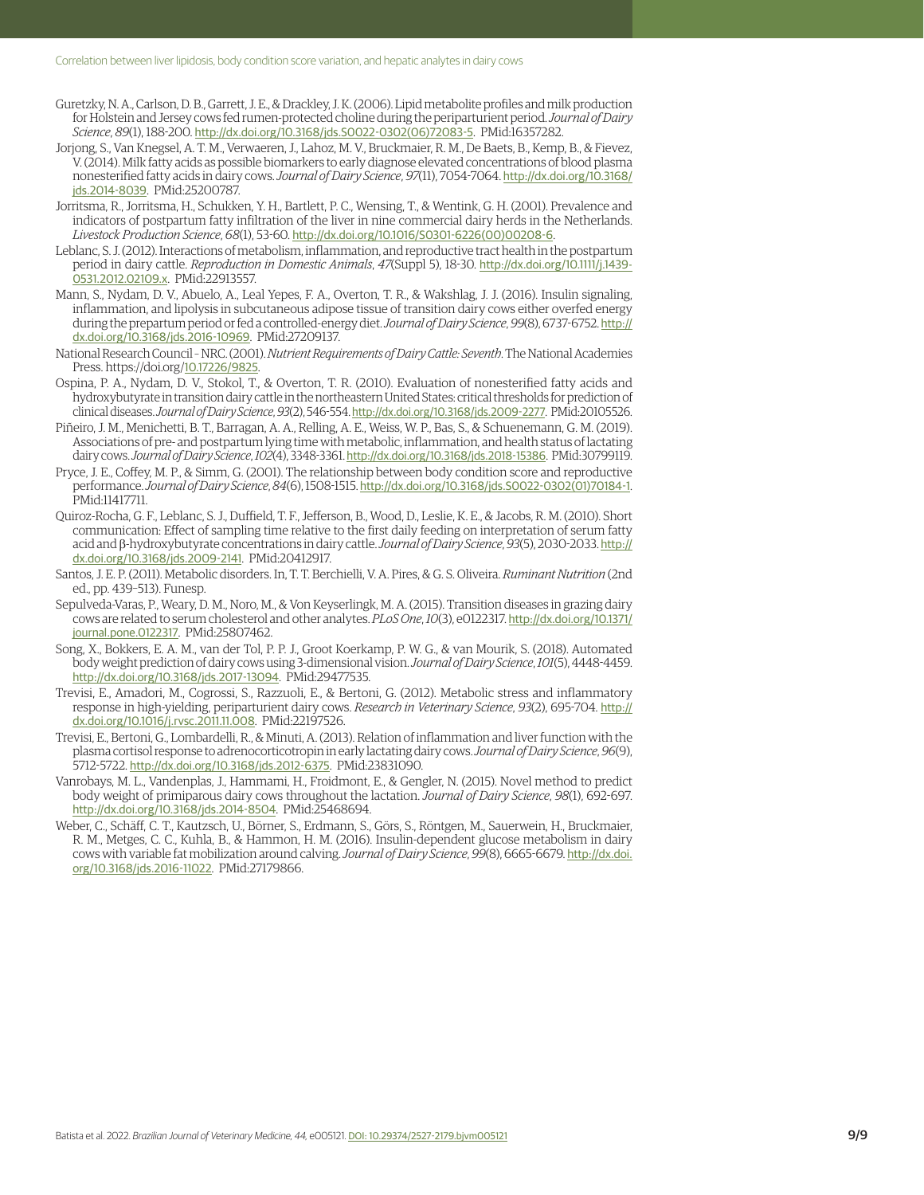Guretzky, N. A., Carlson, D. B., Garrett, J. E., & Drackley, J. K. (2006). Lipid metabolite profiles and milk production for Holstein and Jersey cows fed rumen-protected choline during the periparturient period. *Journal of Dairy Science*, *89*(1), 188-200. http://dx.doi.org/10.3168/jds.S0022-0302(06)72083-5. PMid:16357282.

Jorjong, S., Van Knegsel, A. T. M., Verwaeren, J., Lahoz, M. V., Bruckmaier, R. M., De Baets, B., Kemp, B., & Fievez, V. (2014). Milk fatty acids as possible biomarkers to early diagnose elevated concentrations of blood plasma nonesterified fatty acids in dairy cows. *Journal of Dairy Science*, *97*(11), 7054-7064. http://dx.doi.org/10.3168/jds.2014-8039. PMid:25200787.

Jorritsma, R., Jorritsma, H., Schukken, Y. H., Bartlett, P. C., Wensing, T., & Wentink, G. H. (2001). Prevalence and indicators of postpartum fatty infiltration of the liver in nine commercial dairy herds in the Netherlands. *Livestock Production Science*, *68*(1), 53-60. http://dx.doi.org/10.1016/S0301-6226(00)00208-6.

Leblanc, S. J. (2012). Interactions of metabolism, inflammation, and reproductive tract health in the postpartum period in dairy cattle. *Reproduction in Domestic Animals*, *47*(Suppl 5), 18-30. http://dx.doi.org/10.1111/j.1439-0531.2012.02109.x. PMid:22913557.

Mann, S., Nydam, D. V., Abuelo, A., Leal Yepes, F. A., Overton, T. R., & Wakshlag, J. J. (2016). Insulin signaling, inflammation, and lipolysis in subcutaneous adipose tissue of transition dairy cows either overfed energy during the prepartum period or fed a controlled-energy diet. *Journal of Dairy Science*, *99*(8), 6737-6752. http://dx.doi.org/10.3168/jds.2016-10969. PMid:27209137.

National Research Council - NRC. (2001). *Nutrient Requirements of Dairy Cattle: Seventh*. The National Academies Press. https://doi.org/10.17226/9825.

Ospina, P. A., Nydam, D. V., Stokol, T., & Overton, T. R. (2010). Evaluation of nonesterified fatty acids and hydroxybutyrate in transition dairy cattle in the northeastern United States: critical thresholds for prediction of clinical diseases. *Journal of Dairy Science*, *93*(2), 546-554. http://dx.doi.org/10.3168/jds.2009-2277. PMid:20105526.

Piñeiro, J. M., Menichetti, B. T., Barragan, A. A., Relling, A. E., Weiss, W. P., Bas, S., & Schuenemann, G. M. (2019). Associations of pre- and postpartum lying time with metabolic, inflammation, and health status of lactating dairy cows. *Journal of Dairy Science*, *102*(4), 3348-3361. http://dx.doi.org/10.3168/jds.2018-15386. PMid:30799119.

Pryce, J. E., Coffey, M. P., & Simm, G. (2001). The relationship between body condition score and reproductive performance. *Journal of Dairy Science*, *84*(6), 1508-1515. http://dx.doi.org/10.3168/jds.S0022-0302(01)70184-1. PMid:11417711.

Quiroz-Rocha, G. F., Leblanc, S. J., Duffield, T. F., Jefferson, B., Wood, D., Leslie, K. E., & Jacobs, R. M. (2010). Short communication: Effect of sampling time relative to the first daily feeding on interpretation of serum fatty acid and β-hydroxybutyrate concentrations in dairy cattle. *Journal of Dairy Science*, *93*(5), 2030-2033. http://dx.doi.org/10.3168/jds.2009-2141. PMid:20412917.

Santos, J. E. P. (2011). Metabolic disorders. In, T. T. Berchielli, V. A. Pires, & G. S. Oliveira. *Ruminant Nutrition* (2nd ed., pp. 439–513). Funesp.

Sepulveda-Varas, P., Weary, D. M., Noro, M., & Von Keyserlingk, M. A. (2015). Transition diseases in grazing dairy cows are related to serum cholesterol and other analytes. *PLoS One*, *10*(3), e0122317. http://dx.doi.org/10.1371/journal.pone.0122317. PMid:25807462.

Song, X., Bokkers, E. A. M., van der Tol, P. P. J., Groot Koerkamp, P. W. G., & van Mourik, S. (2018). Automated body weight prediction of dairy cows using 3-dimensional vision. *Journal of Dairy Science*, *101*(5), 4448-4459. http://dx.doi.org/10.3168/jds.2017-13094. PMid:29477535.

Trevisi, E., Amadori, M., Cogrossi, S., Razzuoli, E., & Bertoni, G. (2012). Metabolic stress and inflammatory response in high-yielding, periparturient dairy cows. *Research in Veterinary Science*, *93*(2), 695-704. http://dx.doi.org/10.1016/j.rvsc.2011.11.008. PMid:22197526.

Trevisi, E., Bertoni, G., Lombardelli, R., & Minuti, A. (2013). Relation of inflammation and liver function with the plasma cortisol response to adrenocorticotropin in early lactating dairy cows. *Journal of Dairy Science*, *96*(9), 5712-5722. http://dx.doi.org/10.3168/jds.2012-6375. PMid:23831090.

Vanrobays, M. L., Vandenplas, J., Hammami, H., Froidmont, E., & Gengler, N. (2015). Novel method to predict body weight of primiparous dairy cows throughout the lactation. *Journal of Dairy Science*, *98*(1), 692-697. http://dx.doi.org/10.3168/jds.2014-8504. PMid:25468694.

Weber, C., Schäff, C. T., Kautzsch, U., Börner, S., Erdmann, S., Görs, S., Röntgen, M., Sauerwein, H., Bruckmaier, R. M., Metges, C. C., Kuhla, B., & Hammon, H. M. (2016). Insulin-dependent glucose metabolism in dairy cows with variable fat mobilization around calving. *Journal of Dairy Science*, *99*(8), 6665-6679. http://dx.doi.org/10.3168/jds.2016-11022. PMid:27179866.